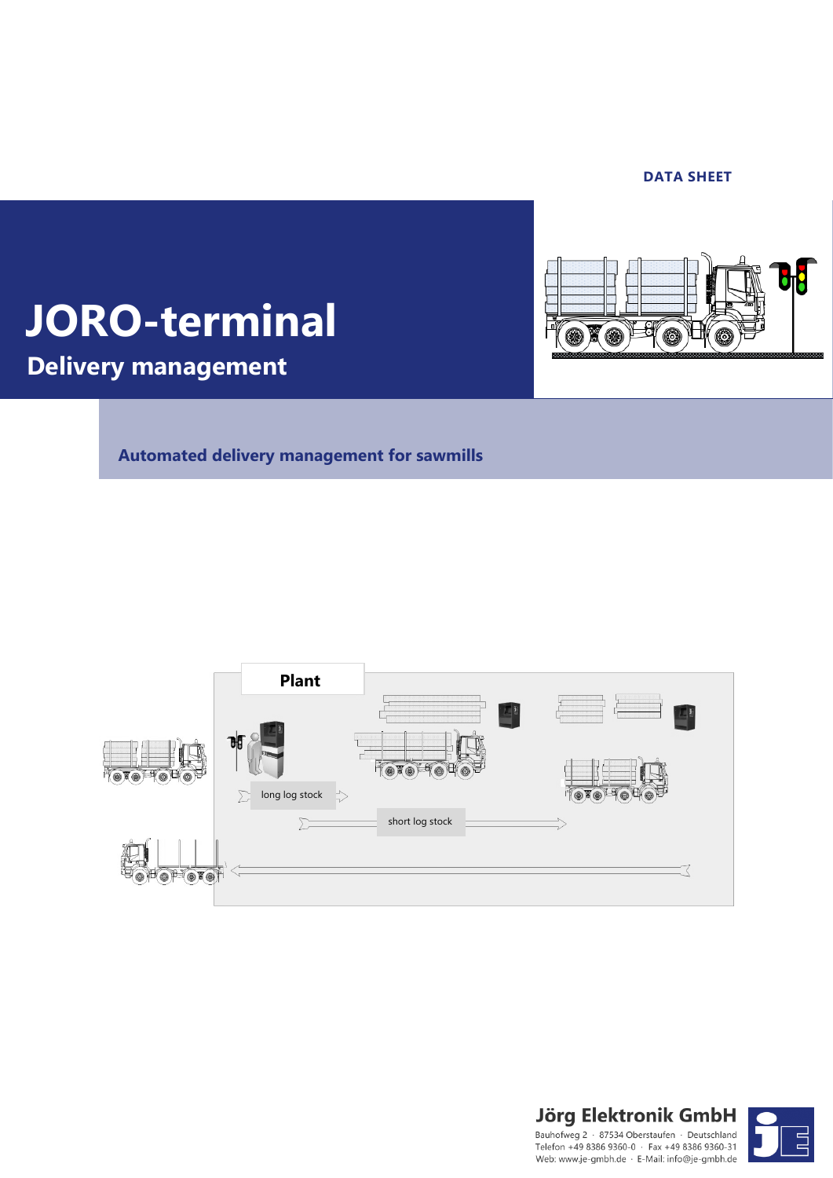DATA SHEET

# JORO-terminal

## Delivery management

**Automated delivery management for sawmills**

Plant

long log stock

short log stock

**Jörg Elektronik GmbH**
Bauhofweg 2 · 87534 Oberstaufen · Deutschland
Telefon +49 8386 9360-0 · Fax +49 8386 9360-31
Web: www.je-gmbh.de · E-Mail: info@je-gmbh.de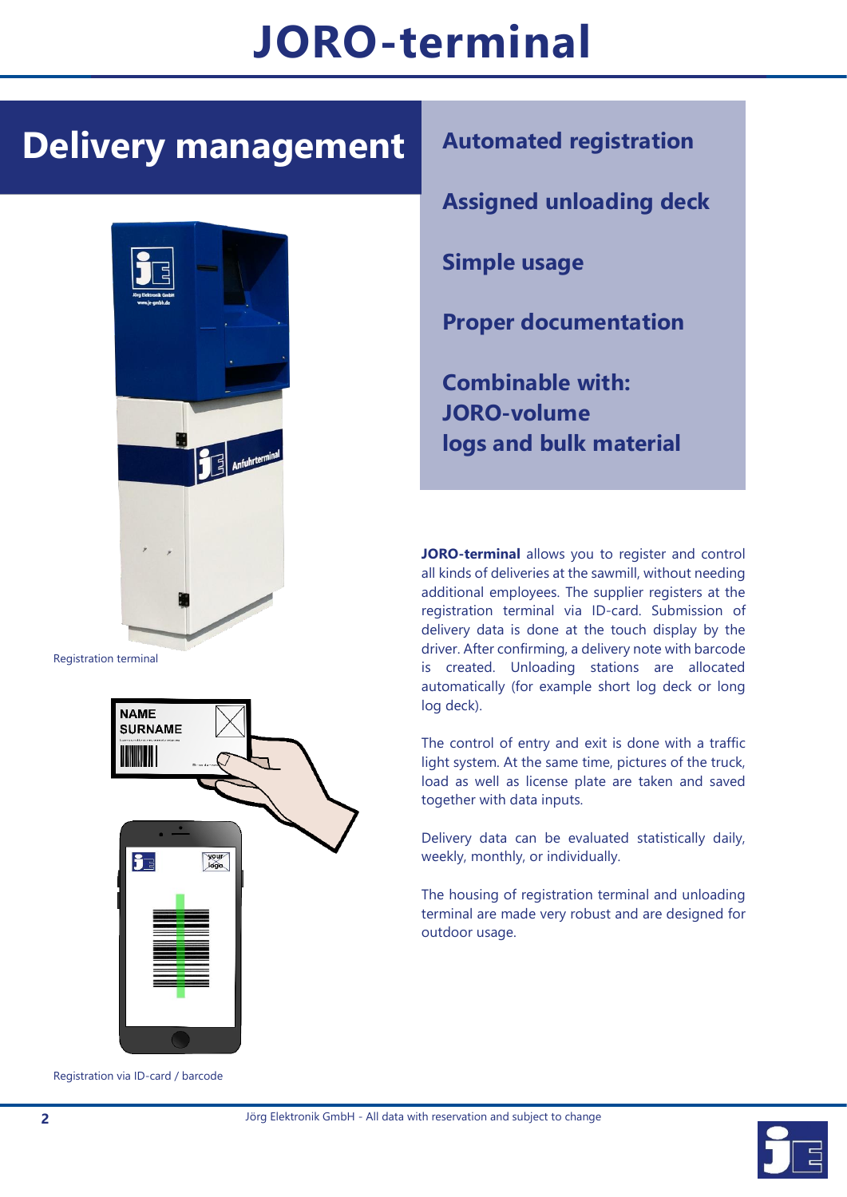# JORO-terminal

## Delivery management

**Automated registration**

**Assigned unloading deck**

**Simple usage**

**Proper documentation**

**Combinable with:**
**JORO-volume**
**logs and bulk material**

Registration terminal

Registration via ID-card / barcode

**JORO-terminal** allows you to register and control all kinds of deliveries at the sawmill, without needing additional employees. The supplier registers at the registration terminal via ID-card. Submission of delivery data is done at the touch display by the driver. After confirming, a delivery note with barcode is created. Unloading stations are allocated automatically (for example short log deck or long log deck).

The control of entry and exit is done with a traffic light system. At the same time, pictures of the truck, load as well as license plate are taken and saved together with data inputs.

Delivery data can be evaluated statistically daily, weekly, monthly, or individually.

The housing of registration terminal and unloading terminal are made very robust and are designed for outdoor usage.

Jörg Elektronik GmbH - All data with reservation and subject to change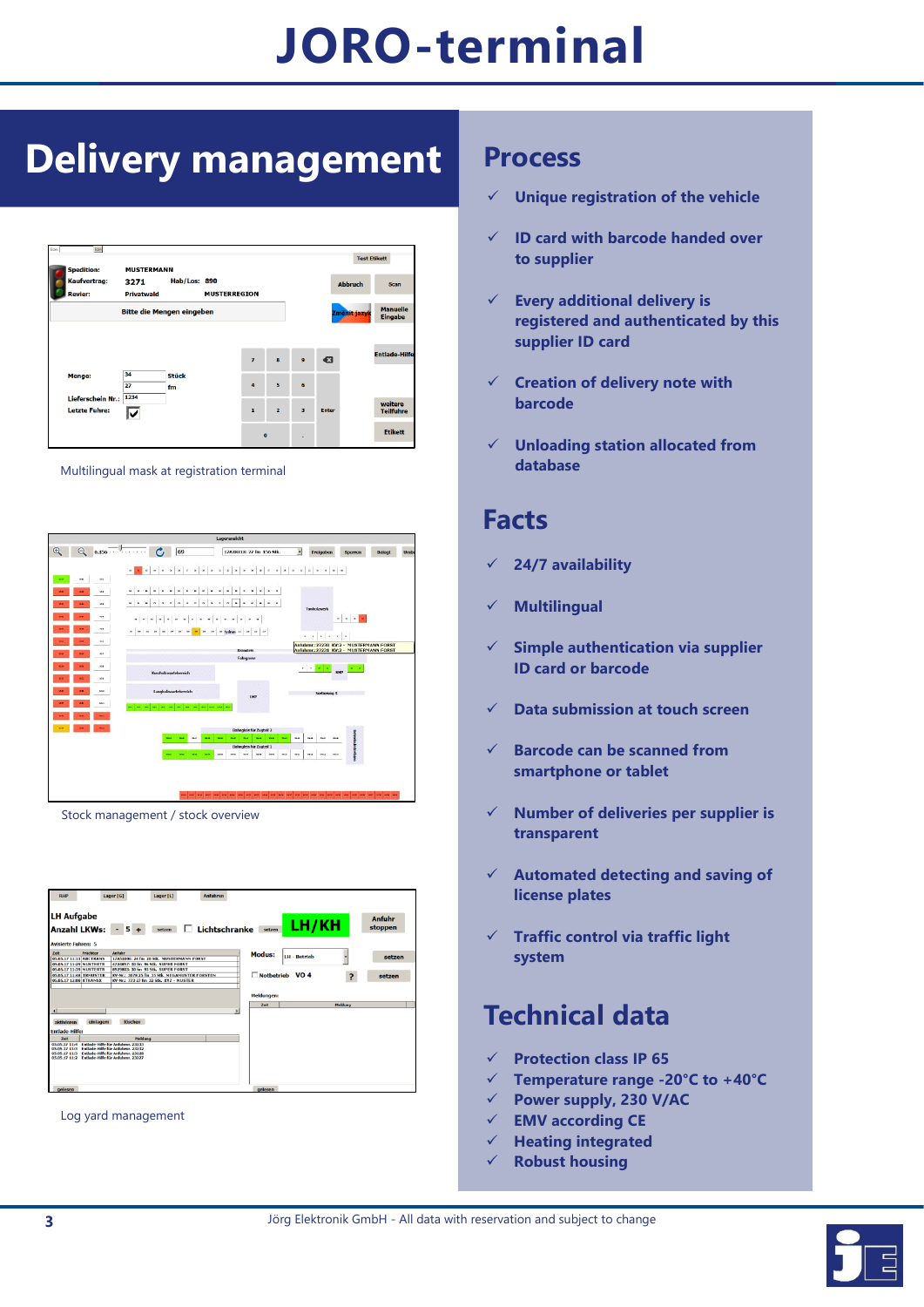# JORO-terminal

## Delivery management

Multilingual mask at registration terminal

Stock management / stock overview

Log yard management

## Process

- ✓ Unique registration of the vehicle
- ✓ ID card with barcode handed over to supplier
- ✓ Every additional delivery is registered and authenticated by this supplier ID card
- ✓ Creation of delivery note with barcode
- ✓ Unloading station allocated from database

## Facts

- ✓ 24/7 availability
- ✓ Multilingual
- ✓ Simple authentication via supplier ID card or barcode
- ✓ Data submission at touch screen
- ✓ Barcode can be scanned from smartphone or tablet
- ✓ Number of deliveries per supplier is transparent
- ✓ Automated detecting and saving of license plates
- ✓ Traffic control via traffic light system

## Technical data

- ✓ Protection class IP 65
- ✓ Temperature range -20°C to +40°C
- ✓ Power supply, 230 V/AC
- ✓ EMV according CE
- ✓ Heating integrated
- ✓ Robust housing

Jörg Elektronik GmbH - All data with reservation and subject to change